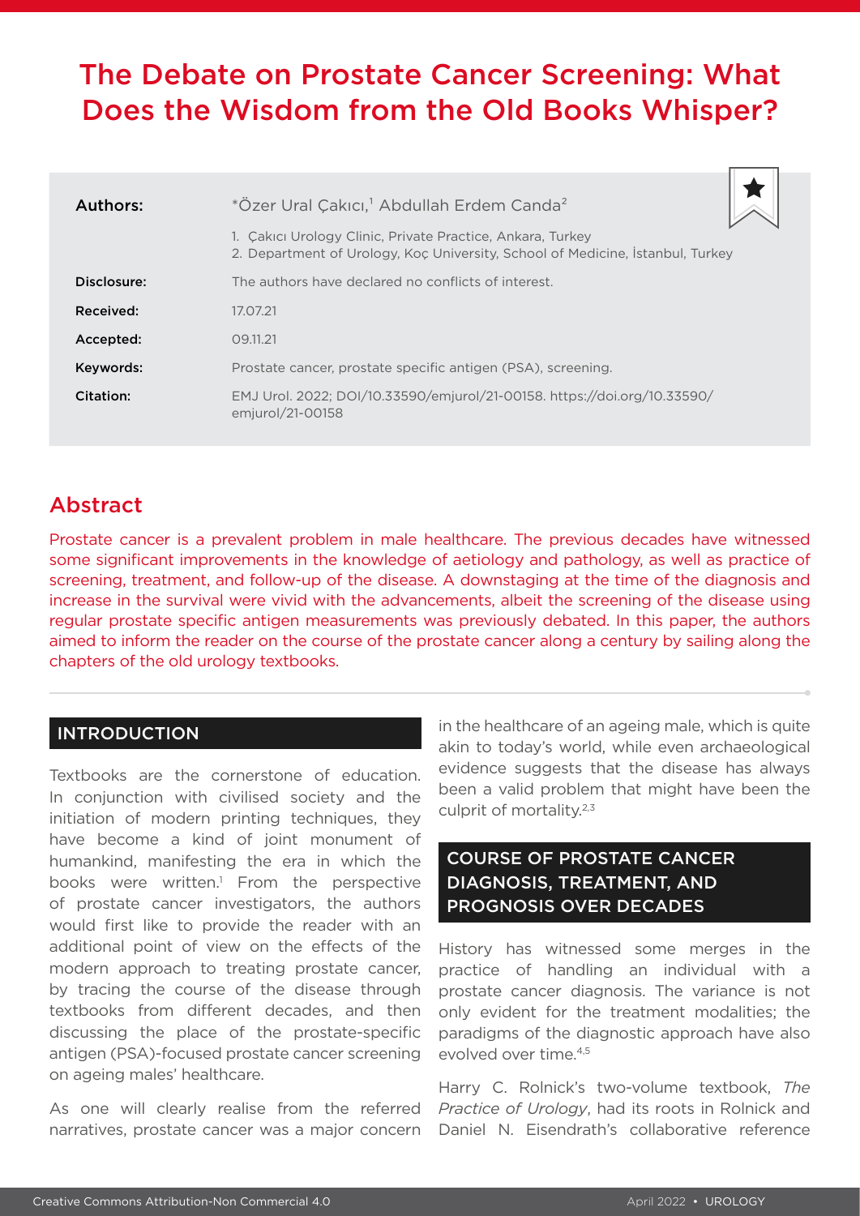# The Debate on Prostate Cancer Screening: What Does the Wisdom from the Old Books Whisper?

| | |
|---|---|
| **Authors:** | *Özer Ural Çakıcı,[1] Abdullah Erdem Canda[2] <br> 1. Çakıcı Urology Clinic, Private Practice, Ankara, Turkey <br> 2. Department of Urology, Koç University, School of Medicine, İstanbul, Turkey |
| **Disclosure:** | The authors have declared no conflicts of interest. |
| **Received:** | 17.07.21 |
| **Accepted:** | 09.11.21 |
| **Keywords:** | Prostate cancer, prostate specific antigen (PSA), screening. |
| **Citation:** | EMJ Urol. 2022; DOI/10.33590/emjurol/21-00158. https://doi.org/10.33590/emjurol/21-00158 |

## Abstract

Prostate cancer is a prevalent problem in male healthcare. The previous decades have witnessed some significant improvements in the knowledge of aetiology and pathology, as well as practice of screening, treatment, and follow-up of the disease. A downstaging at the time of the diagnosis and increase in the survival were vivid with the advancements, albeit the screening of the disease using regular prostate specific antigen measurements was previously debated. In this paper, the authors aimed to inform the reader on the course of the prostate cancer along a century by sailing along the chapters of the old urology textbooks.

## INTRODUCTION

Textbooks are the cornerstone of education. In conjunction with civilised society and the initiation of modern printing techniques, they have become a kind of joint monument of humankind, manifesting the era in which the books were written.[1] From the perspective of prostate cancer investigators, the authors would first like to provide the reader with an additional point of view on the effects of the modern approach to treating prostate cancer, by tracing the course of the disease through textbooks from different decades, and then discussing the place of the prostate-specific antigen (PSA)-focused prostate cancer screening on ageing males' healthcare.

As one will clearly realise from the referred narratives, prostate cancer was a major concern in the healthcare of an ageing male, which is quite akin to today's world, while even archaeological evidence suggests that the disease has always been a valid problem that might have been the culprit of mortality.[2,3]

## COURSE OF PROSTATE CANCER DIAGNOSIS, TREATMENT, AND PROGNOSIS OVER DECADES

History has witnessed some merges in the practice of handling an individual with a prostate cancer diagnosis. The variance is not only evident for the treatment modalities; the paradigms of the diagnostic approach have also evolved over time.[4,5]

Harry C. Rolnick's two-volume textbook, *The Practice of Urology*, had its roots in Rolnick and Daniel N. Eisendrath's collaborative reference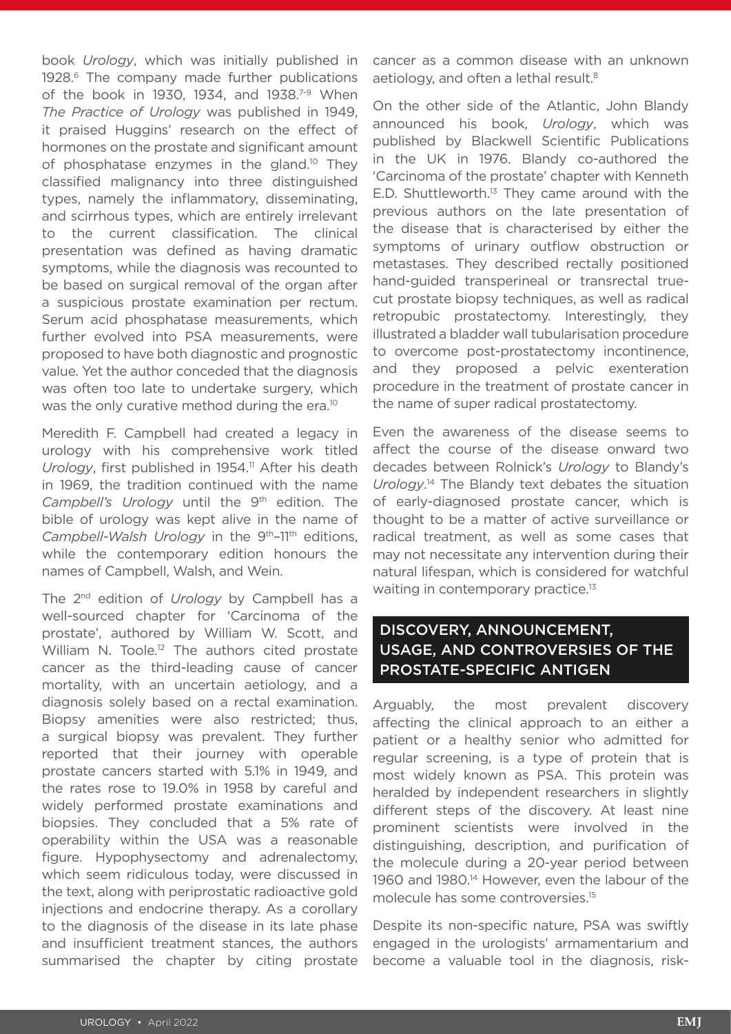book *Urology*, which was initially published in 1928.[6] The company made further publications of the book in 1930, 1934, and 1938.[7-9] When *The Practice of Urology* was published in 1949, it praised Huggins' research on the effect of hormones on the prostate and significant amount of phosphatase enzymes in the gland.[10] They classified malignancy into three distinguished types, namely the inflammatory, disseminating, and scirrhous types, which are entirely irrelevant to the current classification. The clinical presentation was defined as having dramatic symptoms, while the diagnosis was recounted to be based on surgical removal of the organ after a suspicious prostate examination per rectum. Serum acid phosphatase measurements, which further evolved into PSA measurements, were proposed to have both diagnostic and prognostic value. Yet the author conceded that the diagnosis was often too late to undertake surgery, which was the only curative method during the era.[10]

Meredith F. Campbell had created a legacy in urology with his comprehensive work titled *Urology*, first published in 1954.[11] After his death in 1969, the tradition continued with the name *Campbell's Urology* until the 9th edition. The bible of urology was kept alive in the name of *Campbell-Walsh Urology* in the 9th–11th editions, while the contemporary edition honours the names of Campbell, Walsh, and Wein.

The 2nd edition of *Urology* by Campbell has a well-sourced chapter for 'Carcinoma of the prostate', authored by William W. Scott, and William N. Toole.[12] The authors cited prostate cancer as the third-leading cause of cancer mortality, with an uncertain aetiology, and a diagnosis solely based on a rectal examination. Biopsy amenities were also restricted; thus, a surgical biopsy was prevalent. They further reported that their journey with operable prostate cancers started with 5.1% in 1949, and the rates rose to 19.0% in 1958 by careful and widely performed prostate examinations and biopsies. They concluded that a 5% rate of operability within the USA was a reasonable figure. Hypophysectomy and adrenalectomy, which seem ridiculous today, were discussed in the text, along with periprostatic radioactive gold injections and endocrine therapy. As a corollary to the diagnosis of the disease in its late phase and insufficient treatment stances, the authors summarised the chapter by citing prostate cancer as a common disease with an unknown aetiology, and often a lethal result.[8]

On the other side of the Atlantic, John Blandy announced his book, *Urology*, which was published by Blackwell Scientific Publications in the UK in 1976. Blandy co-authored the 'Carcinoma of the prostate' chapter with Kenneth E.D. Shuttleworth.[13] They came around with the previous authors on the late presentation of the disease that is characterised by either the symptoms of urinary outflow obstruction or metastases. They described rectally positioned hand-guided transperineal or transrectal true-cut prostate biopsy techniques, as well as radical retropubic prostatectomy. Interestingly, they illustrated a bladder wall tubularisation procedure to overcome post-prostatectomy incontinence, and they proposed a pelvic exenteration procedure in the treatment of prostate cancer in the name of super radical prostatectomy.

Even the awareness of the disease seems to affect the course of the disease onward two decades between Rolnick's *Urology* to Blandy's *Urology*.[14] The Blandy text debates the situation of early-diagnosed prostate cancer, which is thought to be a matter of active surveillance or radical treatment, as well as some cases that may not necessitate any intervention during their natural lifespan, which is considered for watchful waiting in contemporary practice.[13]

## DISCOVERY, ANNOUNCEMENT, USAGE, AND CONTROVERSIES OF THE PROSTATE-SPECIFIC ANTIGEN

Arguably, the most prevalent discovery affecting the clinical approach to an either a patient or a healthy senior who admitted for regular screening, is a type of protein that is most widely known as PSA. This protein was heralded by independent researchers in slightly different steps of the discovery. At least nine prominent scientists were involved in the distinguishing, description, and purification of the molecule during a 20-year period between 1960 and 1980.[14] However, even the labour of the molecule has some controversies.[15]

Despite its non-specific nature, PSA was swiftly engaged in the urologists' armamentarium and become a valuable tool in the diagnosis, risk-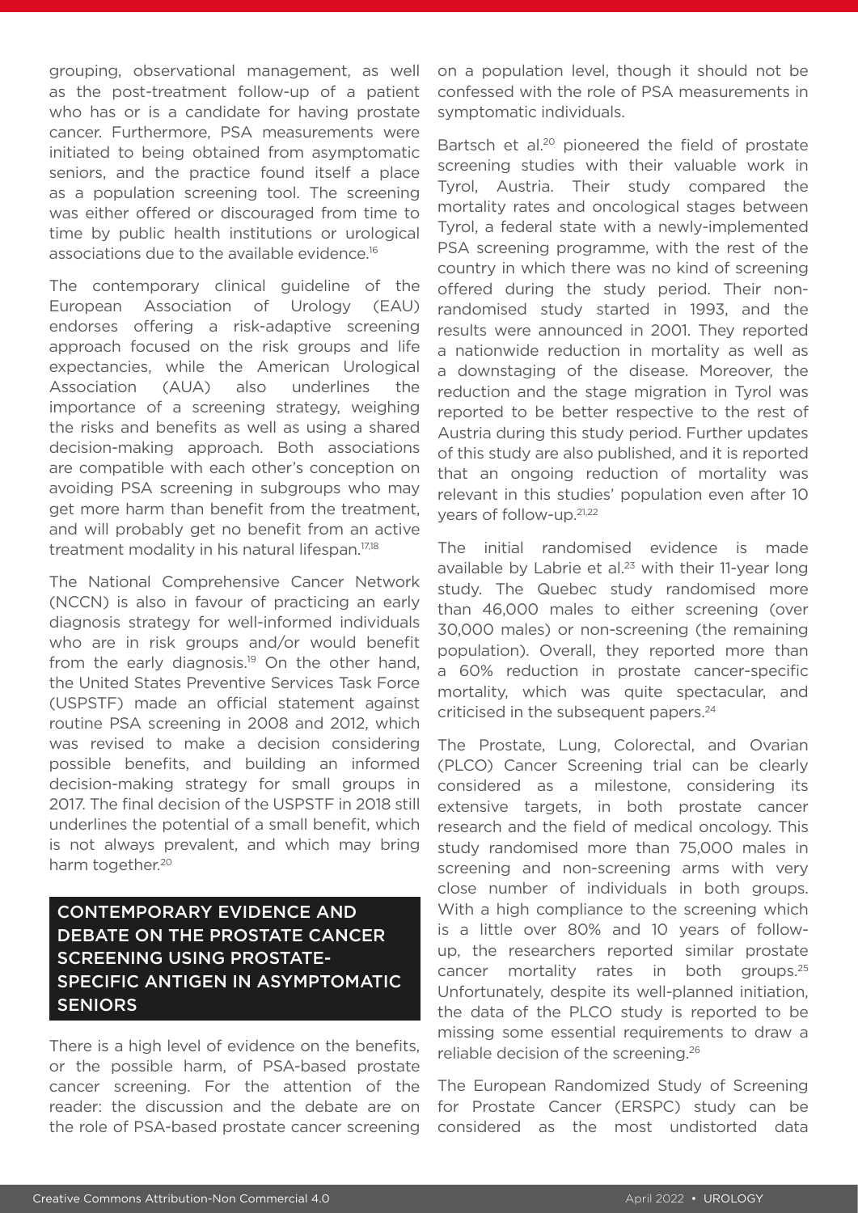grouping, observational management, as well as the post-treatment follow-up of a patient who has or is a candidate for having prostate cancer. Furthermore, PSA measurements were initiated to being obtained from asymptomatic seniors, and the practice found itself a place as a population screening tool. The screening was either offered or discouraged from time to time by public health institutions or urological associations due to the available evidence.[16]

The contemporary clinical guideline of the European Association of Urology (EAU) endorses offering a risk-adaptive screening approach focused on the risk groups and life expectancies, while the American Urological Association (AUA) also underlines the importance of a screening strategy, weighing the risks and benefits as well as using a shared decision-making approach. Both associations are compatible with each other's conception on avoiding PSA screening in subgroups who may get more harm than benefit from the treatment, and will probably get no benefit from an active treatment modality in his natural lifespan.[17,18]

The National Comprehensive Cancer Network (NCCN) is also in favour of practicing an early diagnosis strategy for well-informed individuals who are in risk groups and/or would benefit from the early diagnosis.[19] On the other hand, the United States Preventive Services Task Force (USPSTF) made an official statement against routine PSA screening in 2008 and 2012, which was revised to make a decision considering possible benefits, and building an informed decision-making strategy for small groups in 2017. The final decision of the USPSTF in 2018 still underlines the potential of a small benefit, which is not always prevalent, and which may bring harm together.[20]

## CONTEMPORARY EVIDENCE AND DEBATE ON THE PROSTATE CANCER SCREENING USING PROSTATE-SPECIFIC ANTIGEN IN ASYMPTOMATIC SENIORS

There is a high level of evidence on the benefits, or the possible harm, of PSA-based prostate cancer screening. For the attention of the reader: the discussion and the debate are on the role of PSA-based prostate cancer screening on a population level, though it should not be confessed with the role of PSA measurements in symptomatic individuals.

Bartsch et al.[20] pioneered the field of prostate screening studies with their valuable work in Tyrol, Austria. Their study compared the mortality rates and oncological stages between Tyrol, a federal state with a newly-implemented PSA screening programme, with the rest of the country in which there was no kind of screening offered during the study period. Their non-randomised study started in 1993, and the results were announced in 2001. They reported a nationwide reduction in mortality as well as a downstaging of the disease. Moreover, the reduction and the stage migration in Tyrol was reported to be better respective to the rest of Austria during this study period. Further updates of this study are also published, and it is reported that an ongoing reduction of mortality was relevant in this studies' population even after 10 years of follow-up.[21,22]

The initial randomised evidence is made available by Labrie et al.[23] with their 11-year long study. The Quebec study randomised more than 46,000 males to either screening (over 30,000 males) or non-screening (the remaining population). Overall, they reported more than a 60% reduction in prostate cancer-specific mortality, which was quite spectacular, and criticised in the subsequent papers.[24]

The Prostate, Lung, Colorectal, and Ovarian (PLCO) Cancer Screening trial can be clearly considered as a milestone, considering its extensive targets, in both prostate cancer research and the field of medical oncology. This study randomised more than 75,000 males in screening and non-screening arms with very close number of individuals in both groups. With a high compliance to the screening which is a little over 80% and 10 years of follow-up, the researchers reported similar prostate cancer mortality rates in both groups.[25] Unfortunately, despite its well-planned initiation, the data of the PLCO study is reported to be missing some essential requirements to draw a reliable decision of the screening.[26]

The European Randomized Study of Screening for Prostate Cancer (ERSPC) study can be considered as the most undistorted data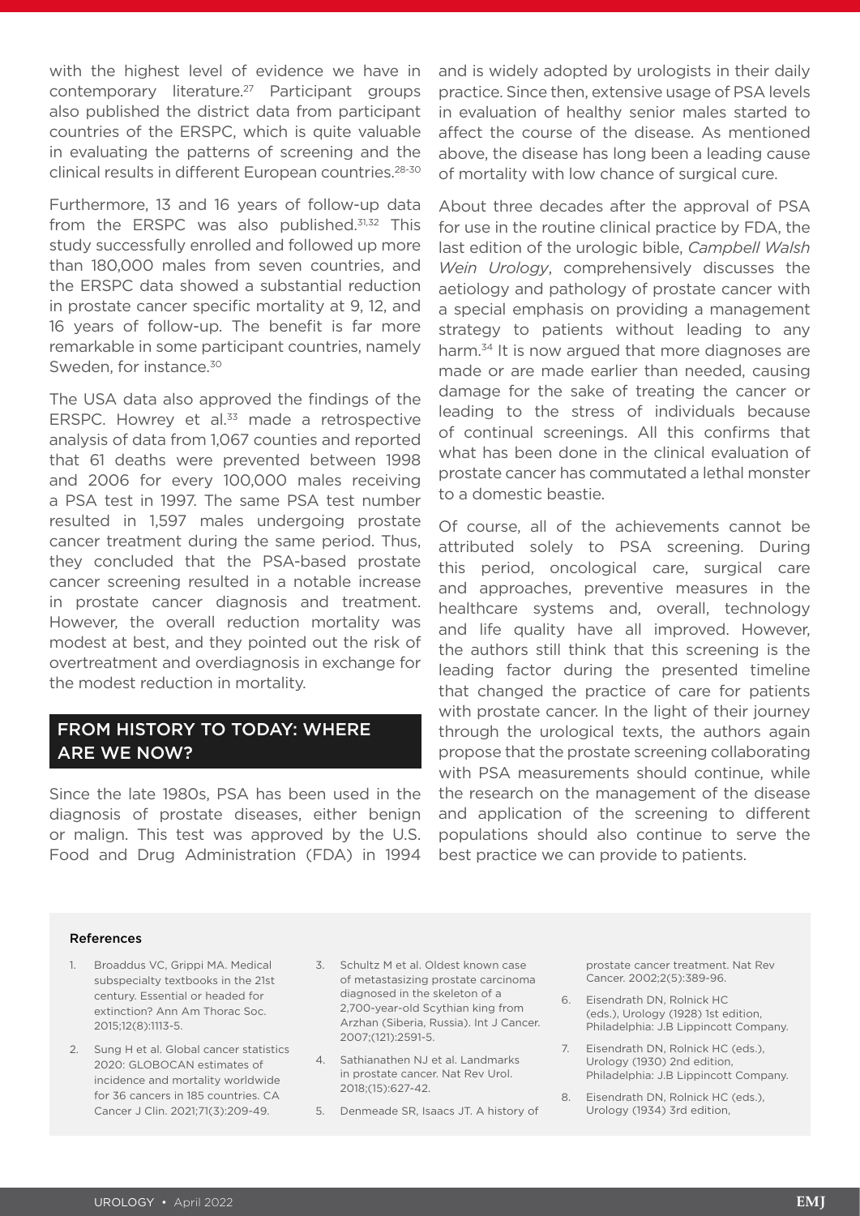with the highest level of evidence we have in contemporary literature.[27] Participant groups also published the district data from participant countries of the ERSPC, which is quite valuable in evaluating the patterns of screening and the clinical results in different European countries.[28-30]

Furthermore, 13 and 16 years of follow-up data from the ERSPC was also published.[31,32] This study successfully enrolled and followed up more than 180,000 males from seven countries, and the ERSPC data showed a substantial reduction in prostate cancer specific mortality at 9, 12, and 16 years of follow-up. The benefit is far more remarkable in some participant countries, namely Sweden, for instance.[30]

The USA data also approved the findings of the ERSPC. Howrey et al.[33] made a retrospective analysis of data from 1,067 counties and reported that 61 deaths were prevented between 1998 and 2006 for every 100,000 males receiving a PSA test in 1997. The same PSA test number resulted in 1,597 males undergoing prostate cancer treatment during the same period. Thus, they concluded that the PSA-based prostate cancer screening resulted in a notable increase in prostate cancer diagnosis and treatment. However, the overall reduction mortality was modest at best, and they pointed out the risk of overtreatment and overdiagnosis in exchange for the modest reduction in mortality.

## FROM HISTORY TO TODAY: WHERE ARE WE NOW?

Since the late 1980s, PSA has been used in the diagnosis of prostate diseases, either benign or malign. This test was approved by the U.S. Food and Drug Administration (FDA) in 1994 and is widely adopted by urologists in their daily practice. Since then, extensive usage of PSA levels in evaluation of healthy senior males started to affect the course of the disease. As mentioned above, the disease has long been a leading cause of mortality with low chance of surgical cure.

About three decades after the approval of PSA for use in the routine clinical practice by FDA, the last edition of the urologic bible, *Campbell Walsh Wein Urology*, comprehensively discusses the aetiology and pathology of prostate cancer with a special emphasis on providing a management strategy to patients without leading to any harm.[34] It is now argued that more diagnoses are made or are made earlier than needed, causing damage for the sake of treating the cancer or leading to the stress of individuals because of continual screenings. All this confirms that what has been done in the clinical evaluation of prostate cancer has commutated a lethal monster to a domestic beastie.

Of course, all of the achievements cannot be attributed solely to PSA screening. During this period, oncological care, surgical care and approaches, preventive measures in the healthcare systems and, overall, technology and life quality have all improved. However, the authors still think that this screening is the leading factor during the presented timeline that changed the practice of care for patients with prostate cancer. In the light of their journey through the urological texts, the authors again propose that the prostate screening collaborating with PSA measurements should continue, while the research on the management of the disease and application of the screening to different populations should also continue to serve the best practice we can provide to patients.

#### References

1. Broaddus VC, Grippi MA. Medical subspecialty textbooks in the 21st century. Essential or headed for extinction? Ann Am Thorac Soc. 2015;12(8):1113-5.
2. Sung H et al. Global cancer statistics 2020: GLOBOCAN estimates of incidence and mortality worldwide for 36 cancers in 185 countries. CA Cancer J Clin. 2021;71(3):209-49.
3. Schultz M et al. Oldest known case of metastasizing prostate carcinoma diagnosed in the skeleton of a 2,700-year-old Scythian king from Arzhan (Siberia, Russia). Int J Cancer. 2007;(121):2591-5.
4. Sathianathen NJ et al. Landmarks in prostate cancer. Nat Rev Urol. 2018;(15):627-42.
5. Denmeade SR, Isaacs JT. A history of prostate cancer treatment. Nat Rev Cancer. 2002;2(5):389-96.
6. Eisendrath DN, Rolnick HC (eds.), Urology (1928) 1st edition, Philadelphia: J.B Lippincott Company.
7. Eisendrath DN, Rolnick HC (eds.), Urology (1930) 2nd edition, Philadelphia: J.B Lippincott Company.
8. Eisendrath DN, Rolnick HC (eds.), Urology (1934) 3rd edition,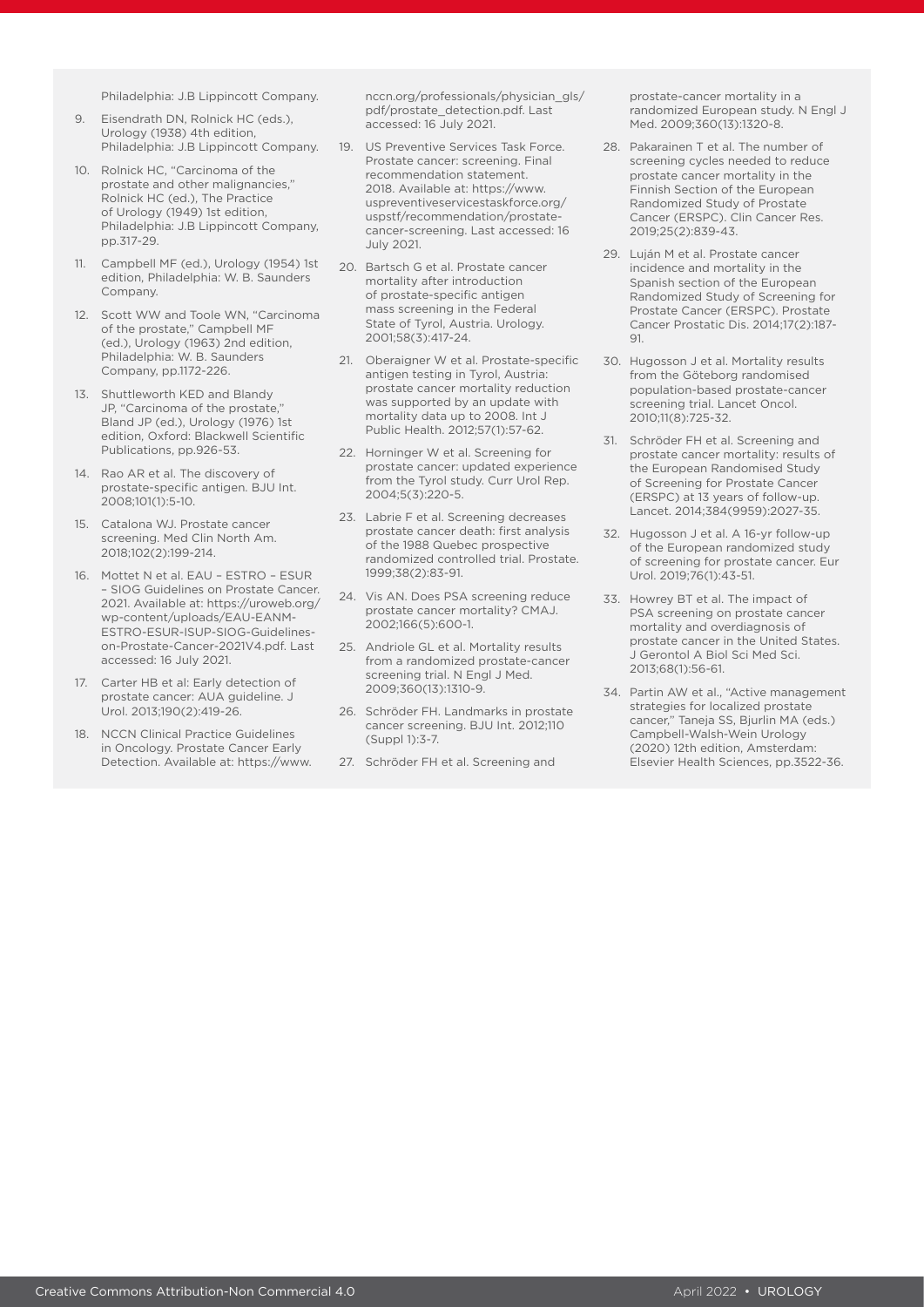Philadelphia: J.B Lippincott Company.

9. Eisendrath DN, Rolnick HC (eds.), Urology (1938) 4th edition, Philadelphia: J.B Lippincott Company.
10. Rolnick HC, "Carcinoma of the prostate and other malignancies," Rolnick HC (ed.), The Practice of Urology (1949) 1st edition, Philadelphia: J.B Lippincott Company, pp.317-29.
11. Campbell MF (ed.), Urology (1954) 1st edition, Philadelphia: W. B. Saunders Company.
12. Scott WW and Toole WN, "Carcinoma of the prostate," Campbell MF (ed.), Urology (1963) 2nd edition, Philadelphia: W. B. Saunders Company, pp.1172-226.
13. Shuttleworth KED and Blandy JP, "Carcinoma of the prostate," Bland JP (ed.), Urology (1976) 1st edition, Oxford: Blackwell Scientific Publications, pp.926-53.
14. Rao AR et al. The discovery of prostate-specific antigen. BJU Int. 2008;101(1):5-10.
15. Catalona WJ. Prostate cancer screening. Med Clin North Am. 2018;102(2):199-214.
16. Mottet N et al. EAU – ESTRO – ESUR – SIOG Guidelines on Prostate Cancer. 2021. Available at: https://uroweb.org/wp-content/uploads/EAU-EANM-ESTRO-ESUR-ISUP-SIOG-Guidelines-on-Prostate-Cancer-2021V4.pdf. Last accessed: 16 July 2021.
17. Carter HB et al: Early detection of prostate cancer: AUA guideline. J Urol. 2013;190(2):419-26.
18. NCCN Clinical Practice Guidelines in Oncology. Prostate Cancer Early Detection. Available at: https://www.nccn.org/professionals/physician_gls/pdf/prostate_detection.pdf. Last accessed: 16 July 2021.
19. US Preventive Services Task Force. Prostate cancer: screening. Final recommendation statement. 2018. Available at: https://www.uspreventiveservicestaskforce.org/uspstf/recommendation/prostate-cancer-screening. Last accessed: 16 July 2021.
20. Bartsch G et al. Prostate cancer mortality after introduction of prostate-specific antigen mass screening in the Federal State of Tyrol, Austria. Urology. 2001;58(3):417-24.
21. Oberaigner W et al. Prostate-specific antigen testing in Tyrol, Austria: prostate cancer mortality reduction was supported by an update with mortality data up to 2008. Int J Public Health. 2012;57(1):57-62.
22. Horninger W et al. Screening for prostate cancer: updated experience from the Tyrol study. Curr Urol Rep. 2004;5(3):220-5.
23. Labrie F et al. Screening decreases prostate cancer death: first analysis of the 1988 Quebec prospective randomized controlled trial. Prostate. 1999;38(2):83-91.
24. Vis AN. Does PSA screening reduce prostate cancer mortality? CMAJ. 2002;166(5):600-1.
25. Andriole GL et al. Mortality results from a randomized prostate-cancer screening trial. N Engl J Med. 2009;360(13):1310-9.
26. Schröder FH. Landmarks in prostate cancer screening. BJU Int. 2012;110 (Suppl 1):3-7.
27. Schröder FH et al. Screening and prostate-cancer mortality in a randomized European study. N Engl J Med. 2009;360(13):1320-8.
28. Pakarainen T et al. The number of screening cycles needed to reduce prostate cancer mortality in the Finnish Section of the European Randomized Study of Prostate Cancer (ERSPC). Clin Cancer Res. 2019;25(2):839-43.
29. Luján M et al. Prostate cancer incidence and mortality in the Spanish section of the European Randomized Study of Screening for Prostate Cancer (ERSPC). Prostate Cancer Prostatic Dis. 2014;17(2):187-91.
30. Hugosson J et al. Mortality results from the Göteborg randomised population-based prostate-cancer screening trial. Lancet Oncol. 2010;11(8):725-32.
31. Schröder FH et al. Screening and prostate cancer mortality: results of the European Randomised Study of Screening for Prostate Cancer (ERSPC) at 13 years of follow-up. Lancet. 2014;384(9959):2027-35.
32. Hugosson J et al. A 16-yr follow-up of the European randomized study of screening for prostate cancer. Eur Urol. 2019;76(1):43-51.
33. Howrey BT et al. The impact of PSA screening on prostate cancer mortality and overdiagnosis of prostate cancer in the United States. J Gerontol A Biol Sci Med Sci. 2013;68(1):56-61.
34. Partin AW et al., "Active management strategies for localized prostate cancer," Taneja SS, Bjurlin MA (eds.) Campbell-Walsh-Wein Urology (2020) 12th edition, Amsterdam: Elsevier Health Sciences, pp.3522-36.